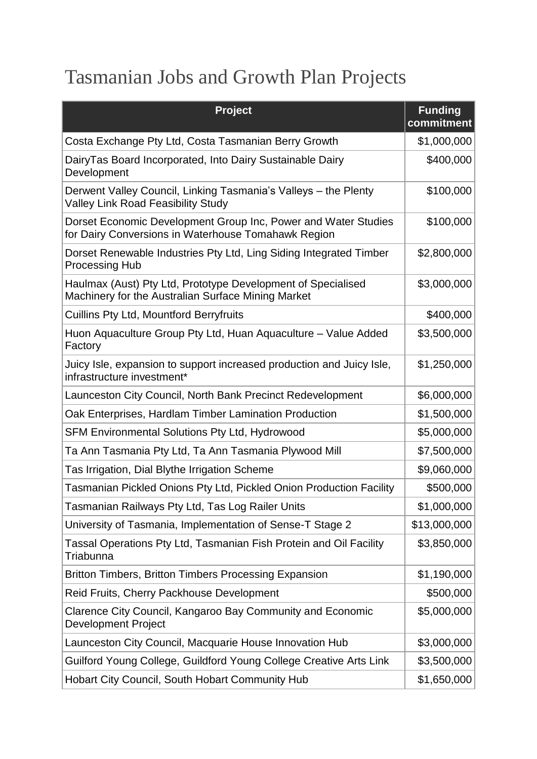# Tasmanian Jobs and Growth Plan Projects

| Project | Funding commitment |
|---|---|
| Costa Exchange Pty Ltd, Costa Tasmanian Berry Growth | $1,000,000 |
| DairyTas Board Incorporated, Into Dairy Sustainable Dairy Development | $400,000 |
| Derwent Valley Council, Linking Tasmania's Valleys – the Plenty Valley Link Road Feasibility Study | $100,000 |
| Dorset Economic Development Group Inc, Power and Water Studies for Dairy Conversions in Waterhouse Tomahawk Region | $100,000 |
| Dorset Renewable Industries Pty Ltd, Ling Siding Integrated Timber Processing Hub | $2,800,000 |
| Haulmax (Aust) Pty Ltd, Prototype Development of Specialised Machinery for the Australian Surface Mining Market | $3,000,000 |
| Cuillins Pty Ltd, Mountford Berryfruits | $400,000 |
| Huon Aquaculture Group Pty Ltd, Huan Aquaculture – Value Added Factory | $3,500,000 |
| Juicy Isle, expansion to support increased production and Juicy Isle, infrastructure investment* | $1,250,000 |
| Launceston City Council, North Bank Precinct Redevelopment | $6,000,000 |
| Oak Enterprises, Hardlam Timber Lamination Production | $1,500,000 |
| SFM Environmental Solutions Pty Ltd, Hydrowood | $5,000,000 |
| Ta Ann Tasmania Pty Ltd, Ta Ann Tasmania Plywood Mill | $7,500,000 |
| Tas Irrigation, Dial Blythe Irrigation Scheme | $9,060,000 |
| Tasmanian Pickled Onions Pty Ltd, Pickled Onion Production Facility | $500,000 |
| Tasmanian Railways Pty Ltd, Tas Log Railer Units | $1,000,000 |
| University of Tasmania, Implementation of Sense-T Stage 2 | $13,000,000 |
| Tassal Operations Pty Ltd, Tasmanian Fish Protein and Oil Facility Triabunna | $3,850,000 |
| Britton Timbers, Britton Timbers Processing Expansion | $1,190,000 |
| Reid Fruits, Cherry Packhouse Development | $500,000 |
| Clarence City Council, Kangaroo Bay Community and Economic Development Project | $5,000,000 |
| Launceston City Council, Macquarie House Innovation Hub | $3,000,000 |
| Guilford Young College, Guildford Young College Creative Arts Link | $3,500,000 |
| Hobart City Council, South Hobart Community Hub | $1,650,000 |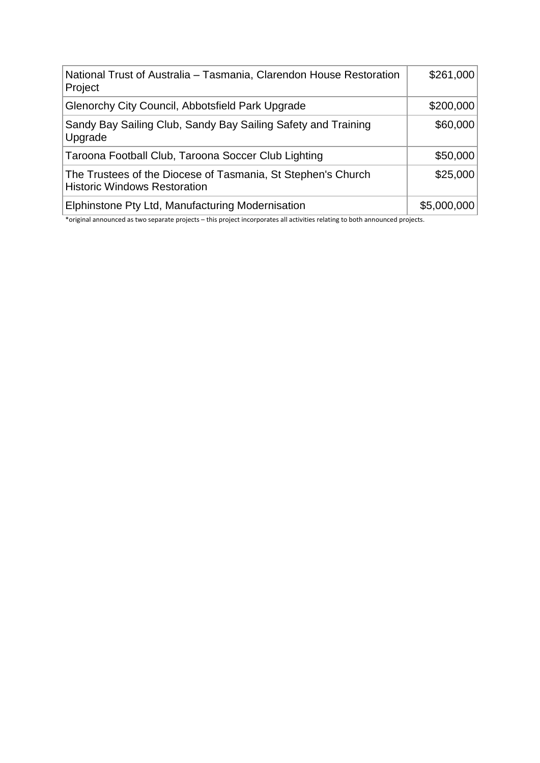| | |
|---|---|
| National Trust of Australia – Tasmania, Clarendon House Restoration Project | $261,000 |
| Glenorchy City Council, Abbotsfield Park Upgrade | $200,000 |
| Sandy Bay Sailing Club, Sandy Bay Sailing Safety and Training Upgrade | $60,000 |
| Taroona Football Club, Taroona Soccer Club Lighting | $50,000 |
| The Trustees of the Diocese of Tasmania, St Stephen's Church Historic Windows Restoration | $25,000 |
| Elphinstone Pty Ltd, Manufacturing Modernisation | $5,000,000 |

*original announced as two separate projects – this project incorporates all activities relating to both announced projects.